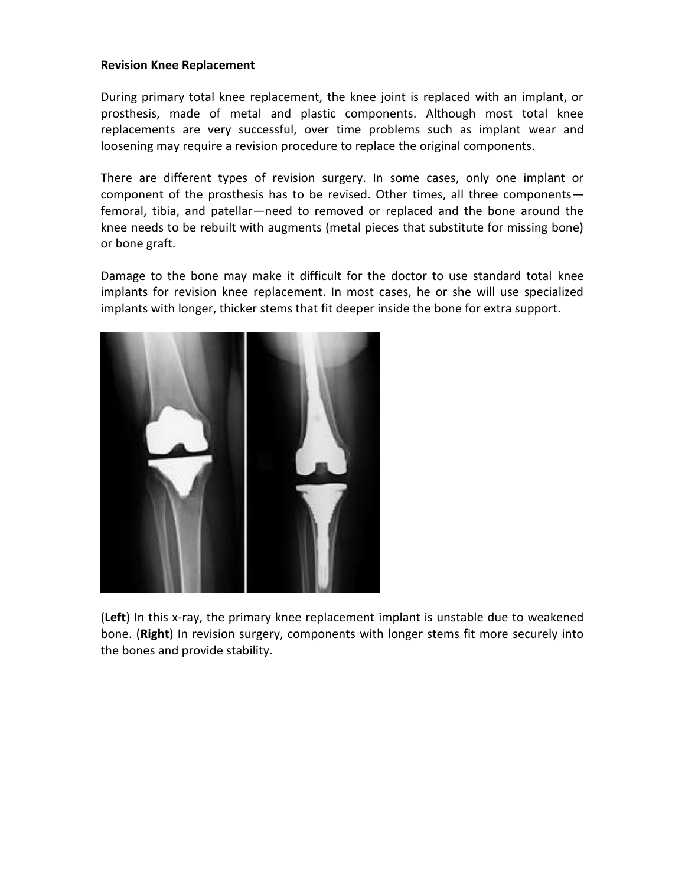**Revision Knee Replacement**

During primary total knee replacement, the knee joint is replaced with an implant, or prosthesis, made of metal and plastic components. Although most total knee replacements are very successful, over time problems such as implant wear and loosening may require a revision procedure to replace the original components.

There are different types of revision surgery. In some cases, only one implant or component of the prosthesis has to be revised. Other times, all three components—femoral, tibia, and patellar—need to removed or replaced and the bone around the knee needs to be rebuilt with augments (metal pieces that substitute for missing bone) or bone graft.

Damage to the bone may make it difficult for the doctor to use standard total knee implants for revision knee replacement. In most cases, he or she will use specialized implants with longer, thicker stems that fit deeper inside the bone for extra support.

(**Left**) In this x-ray, the primary knee replacement implant is unstable due to weakened bone. (**Right**) In revision surgery, components with longer stems fit more securely into the bones and provide stability.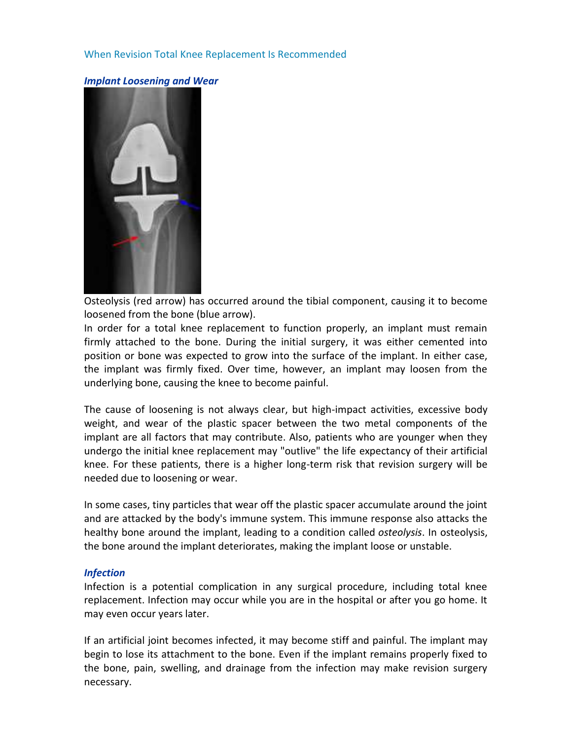## When Revision Total Knee Replacement Is Recommended

### *Implant Loosening and Wear*

Osteolysis (red arrow) has occurred around the tibial component, causing it to become loosened from the bone (blue arrow).

In order for a total knee replacement to function properly, an implant must remain firmly attached to the bone. During the initial surgery, it was either cemented into position or bone was expected to grow into the surface of the implant. In either case, the implant was firmly fixed. Over time, however, an implant may loosen from the underlying bone, causing the knee to become painful.

The cause of loosening is not always clear, but high-impact activities, excessive body weight, and wear of the plastic spacer between the two metal components of the implant are all factors that may contribute. Also, patients who are younger when they undergo the initial knee replacement may "outlive" the life expectancy of their artificial knee. For these patients, there is a higher long-term risk that revision surgery will be needed due to loosening or wear.

In some cases, tiny particles that wear off the plastic spacer accumulate around the joint and are attacked by the body's immune system. This immune response also attacks the healthy bone around the implant, leading to a condition called *osteolysis*. In osteolysis, the bone around the implant deteriorates, making the implant loose or unstable.

### *Infection*

Infection is a potential complication in any surgical procedure, including total knee replacement. Infection may occur while you are in the hospital or after you go home. It may even occur years later.

If an artificial joint becomes infected, it may become stiff and painful. The implant may begin to lose its attachment to the bone. Even if the implant remains properly fixed to the bone, pain, swelling, and drainage from the infection may make revision surgery necessary.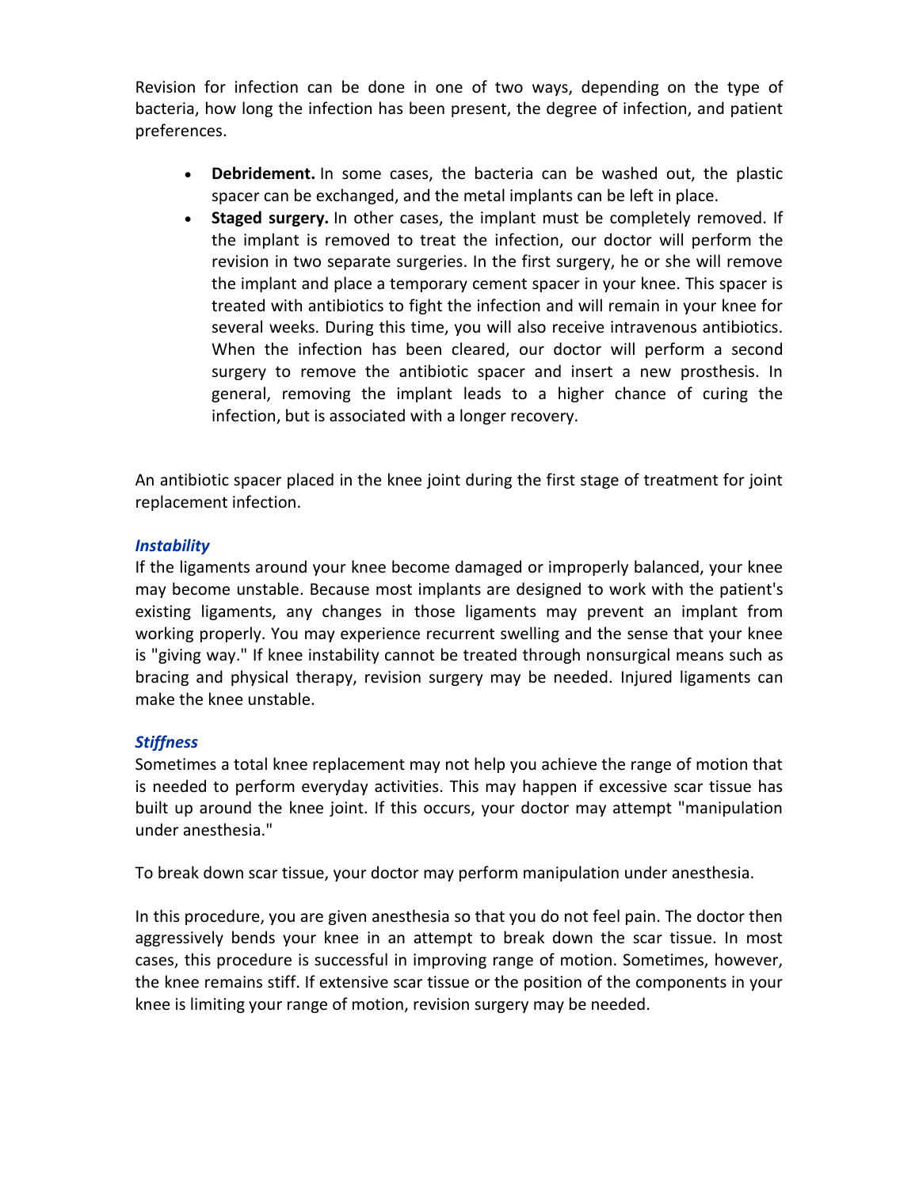Revision for infection can be done in one of two ways, depending on the type of bacteria, how long the infection has been present, the degree of infection, and patient preferences.

- **Debridement.** In some cases, the bacteria can be washed out, the plastic spacer can be exchanged, and the metal implants can be left in place.
- **Staged surgery.** In other cases, the implant must be completely removed. If the implant is removed to treat the infection, our doctor will perform the revision in two separate surgeries. In the first surgery, he or she will remove the implant and place a temporary cement spacer in your knee. This spacer is treated with antibiotics to fight the infection and will remain in your knee for several weeks. During this time, you will also receive intravenous antibiotics. When the infection has been cleared, our doctor will perform a second surgery to remove the antibiotic spacer and insert a new prosthesis. In general, removing the implant leads to a higher chance of curing the infection, but is associated with a longer recovery.

An antibiotic spacer placed in the knee joint during the first stage of treatment for joint replacement infection.

### *Instability*

If the ligaments around your knee become damaged or improperly balanced, your knee may become unstable. Because most implants are designed to work with the patient's existing ligaments, any changes in those ligaments may prevent an implant from working properly. You may experience recurrent swelling and the sense that your knee is "giving way." If knee instability cannot be treated through nonsurgical means such as bracing and physical therapy, revision surgery may be needed. Injured ligaments can make the knee unstable.

### *Stiffness*

Sometimes a total knee replacement may not help you achieve the range of motion that is needed to perform everyday activities. This may happen if excessive scar tissue has built up around the knee joint. If this occurs, your doctor may attempt "manipulation under anesthesia."

To break down scar tissue, your doctor may perform manipulation under anesthesia.

In this procedure, you are given anesthesia so that you do not feel pain. The doctor then aggressively bends your knee in an attempt to break down the scar tissue. In most cases, this procedure is successful in improving range of motion. Sometimes, however, the knee remains stiff. If extensive scar tissue or the position of the components in your knee is limiting your range of motion, revision surgery may be needed.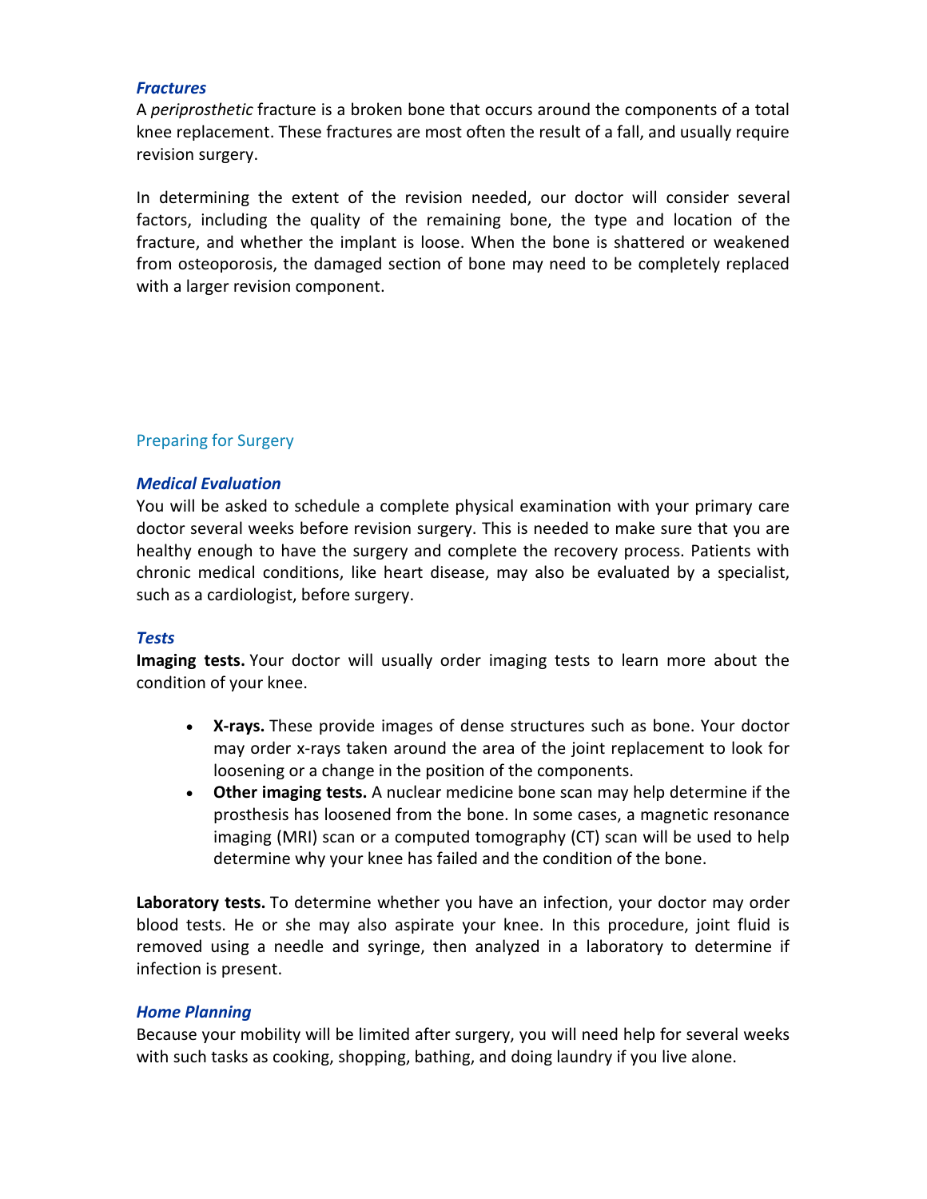### *Fractures*

A *periprosthetic* fracture is a broken bone that occurs around the components of a total knee replacement. These fractures are most often the result of a fall, and usually require revision surgery.

In determining the extent of the revision needed, our doctor will consider several factors, including the quality of the remaining bone, the type and location of the fracture, and whether the implant is loose. When the bone is shattered or weakened from osteoporosis, the damaged section of bone may need to be completely replaced with a larger revision component.

## Preparing for Surgery

### *Medical Evaluation*

You will be asked to schedule a complete physical examination with your primary care doctor several weeks before revision surgery. This is needed to make sure that you are healthy enough to have the surgery and complete the recovery process. Patients with chronic medical conditions, like heart disease, may also be evaluated by a specialist, such as a cardiologist, before surgery.

### *Tests*

**Imaging tests.** Your doctor will usually order imaging tests to learn more about the condition of your knee.

- **X-rays.** These provide images of dense structures such as bone. Your doctor may order x-rays taken around the area of the joint replacement to look for loosening or a change in the position of the components.
- **Other imaging tests.** A nuclear medicine bone scan may help determine if the prosthesis has loosened from the bone. In some cases, a magnetic resonance imaging (MRI) scan or a computed tomography (CT) scan will be used to help determine why your knee has failed and the condition of the bone.

**Laboratory tests.** To determine whether you have an infection, your doctor may order blood tests. He or she may also aspirate your knee. In this procedure, joint fluid is removed using a needle and syringe, then analyzed in a laboratory to determine if infection is present.

### *Home Planning*

Because your mobility will be limited after surgery, you will need help for several weeks with such tasks as cooking, shopping, bathing, and doing laundry if you live alone.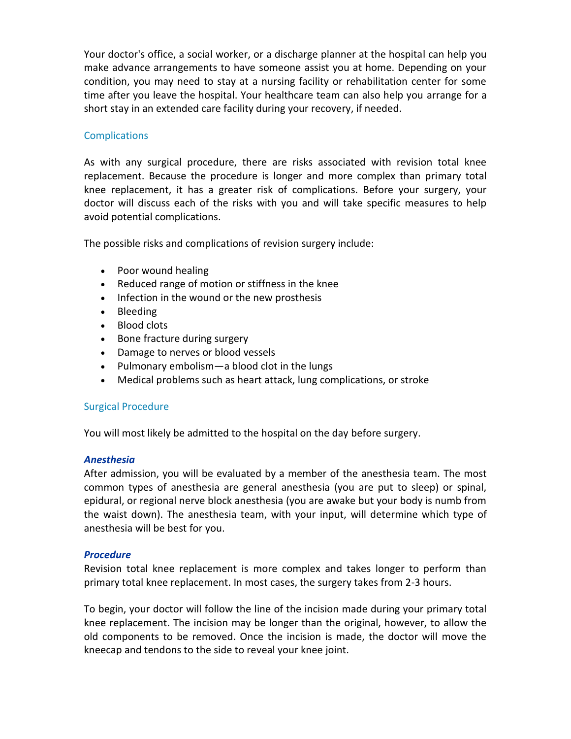Your doctor's office, a social worker, or a discharge planner at the hospital can help you make advance arrangements to have someone assist you at home. Depending on your condition, you may need to stay at a nursing facility or rehabilitation center for some time after you leave the hospital. Your healthcare team can also help you arrange for a short stay in an extended care facility during your recovery, if needed.

## Complications

As with any surgical procedure, there are risks associated with revision total knee replacement. Because the procedure is longer and more complex than primary total knee replacement, it has a greater risk of complications. Before your surgery, your doctor will discuss each of the risks with you and will take specific measures to help avoid potential complications.

The possible risks and complications of revision surgery include:

- Poor wound healing
- Reduced range of motion or stiffness in the knee
- Infection in the wound or the new prosthesis
- Bleeding
- Blood clots
- Bone fracture during surgery
- Damage to nerves or blood vessels
- Pulmonary embolism—a blood clot in the lungs
- Medical problems such as heart attack, lung complications, or stroke

## Surgical Procedure

You will most likely be admitted to the hospital on the day before surgery.

### *Anesthesia*

After admission, you will be evaluated by a member of the anesthesia team. The most common types of anesthesia are general anesthesia (you are put to sleep) or spinal, epidural, or regional nerve block anesthesia (you are awake but your body is numb from the waist down). The anesthesia team, with your input, will determine which type of anesthesia will be best for you.

### *Procedure*

Revision total knee replacement is more complex and takes longer to perform than primary total knee replacement. In most cases, the surgery takes from 2-3 hours.

To begin, your doctor will follow the line of the incision made during your primary total knee replacement. The incision may be longer than the original, however, to allow the old components to be removed. Once the incision is made, the doctor will move the kneecap and tendons to the side to reveal your knee joint.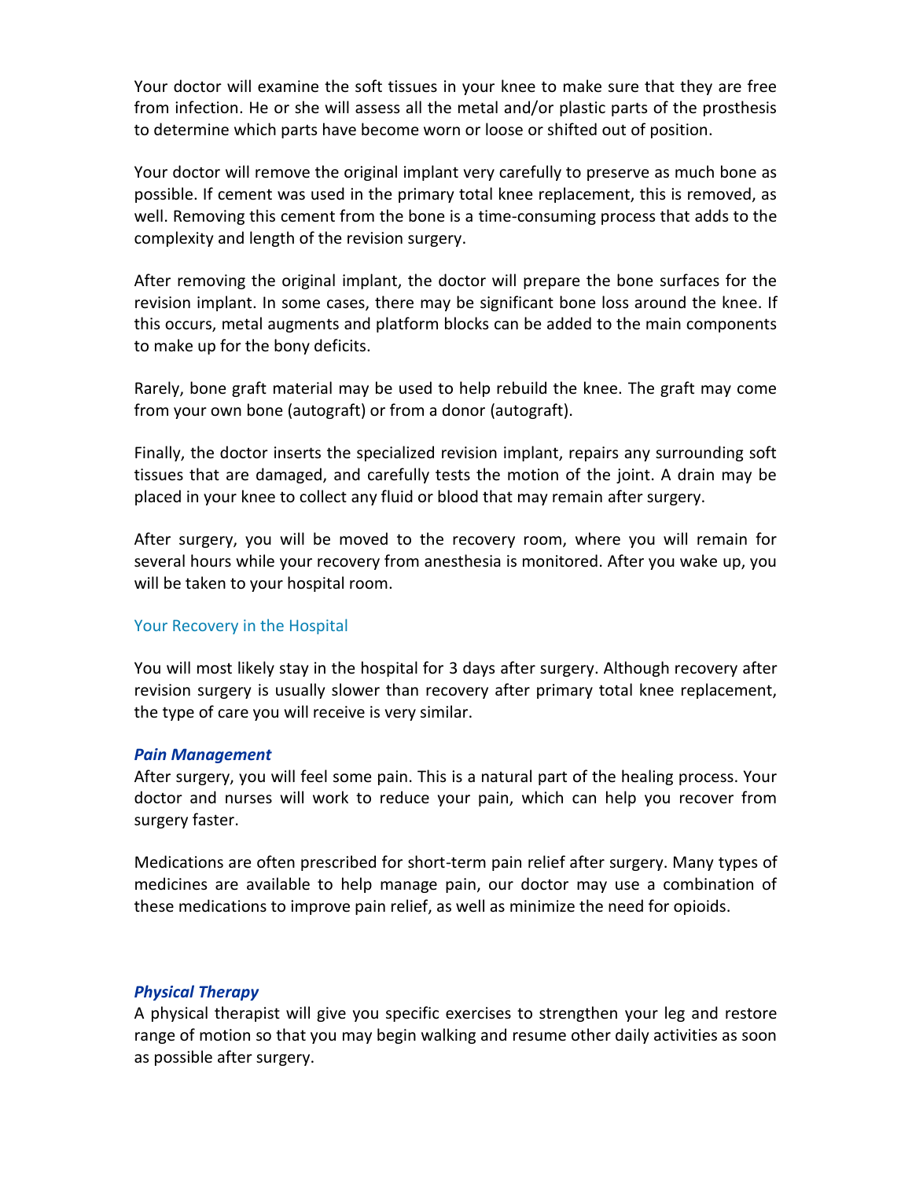Your doctor will examine the soft tissues in your knee to make sure that they are free from infection. He or she will assess all the metal and/or plastic parts of the prosthesis to determine which parts have become worn or loose or shifted out of position.

Your doctor will remove the original implant very carefully to preserve as much bone as possible. If cement was used in the primary total knee replacement, this is removed, as well. Removing this cement from the bone is a time-consuming process that adds to the complexity and length of the revision surgery.

After removing the original implant, the doctor will prepare the bone surfaces for the revision implant. In some cases, there may be significant bone loss around the knee. If this occurs, metal augments and platform blocks can be added to the main components to make up for the bony deficits.

Rarely, bone graft material may be used to help rebuild the knee. The graft may come from your own bone (autograft) or from a donor (autograft).

Finally, the doctor inserts the specialized revision implant, repairs any surrounding soft tissues that are damaged, and carefully tests the motion of the joint. A drain may be placed in your knee to collect any fluid or blood that may remain after surgery.

After surgery, you will be moved to the recovery room, where you will remain for several hours while your recovery from anesthesia is monitored. After you wake up, you will be taken to your hospital room.

## Your Recovery in the Hospital

You will most likely stay in the hospital for 3 days after surgery. Although recovery after revision surgery is usually slower than recovery after primary total knee replacement, the type of care you will receive is very similar.

### ***Pain Management***

After surgery, you will feel some pain. This is a natural part of the healing process. Your doctor and nurses will work to reduce your pain, which can help you recover from surgery faster.

Medications are often prescribed for short-term pain relief after surgery. Many types of medicines are available to help manage pain, our doctor may use a combination of these medications to improve pain relief, as well as minimize the need for opioids.

### ***Physical Therapy***

A physical therapist will give you specific exercises to strengthen your leg and restore range of motion so that you may begin walking and resume other daily activities as soon as possible after surgery.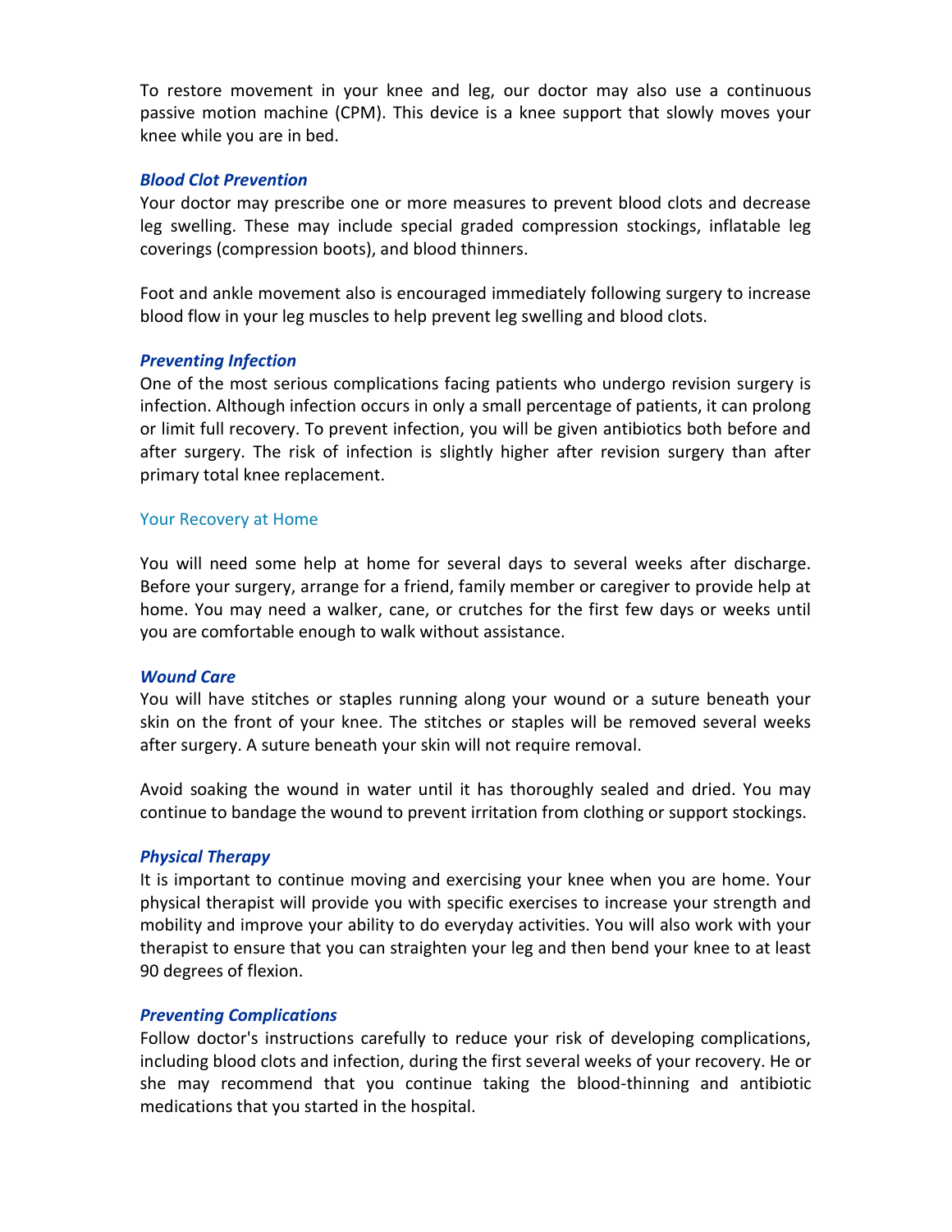To restore movement in your knee and leg, our doctor may also use a continuous passive motion machine (CPM). This device is a knee support that slowly moves your knee while you are in bed.

### *Blood Clot Prevention*

Your doctor may prescribe one or more measures to prevent blood clots and decrease leg swelling. These may include special graded compression stockings, inflatable leg coverings (compression boots), and blood thinners.

Foot and ankle movement also is encouraged immediately following surgery to increase blood flow in your leg muscles to help prevent leg swelling and blood clots.

### *Preventing Infection*

One of the most serious complications facing patients who undergo revision surgery is infection. Although infection occurs in only a small percentage of patients, it can prolong or limit full recovery. To prevent infection, you will be given antibiotics both before and after surgery. The risk of infection is slightly higher after revision surgery than after primary total knee replacement.

## Your Recovery at Home

You will need some help at home for several days to several weeks after discharge. Before your surgery, arrange for a friend, family member or caregiver to provide help at home. You may need a walker, cane, or crutches for the first few days or weeks until you are comfortable enough to walk without assistance.

### *Wound Care*

You will have stitches or staples running along your wound or a suture beneath your skin on the front of your knee. The stitches or staples will be removed several weeks after surgery. A suture beneath your skin will not require removal.

Avoid soaking the wound in water until it has thoroughly sealed and dried. You may continue to bandage the wound to prevent irritation from clothing or support stockings.

### *Physical Therapy*

It is important to continue moving and exercising your knee when you are home. Your physical therapist will provide you with specific exercises to increase your strength and mobility and improve your ability to do everyday activities. You will also work with your therapist to ensure that you can straighten your leg and then bend your knee to at least 90 degrees of flexion.

### *Preventing Complications*

Follow doctor's instructions carefully to reduce your risk of developing complications, including blood clots and infection, during the first several weeks of your recovery. He or she may recommend that you continue taking the blood-thinning and antibiotic medications that you started in the hospital.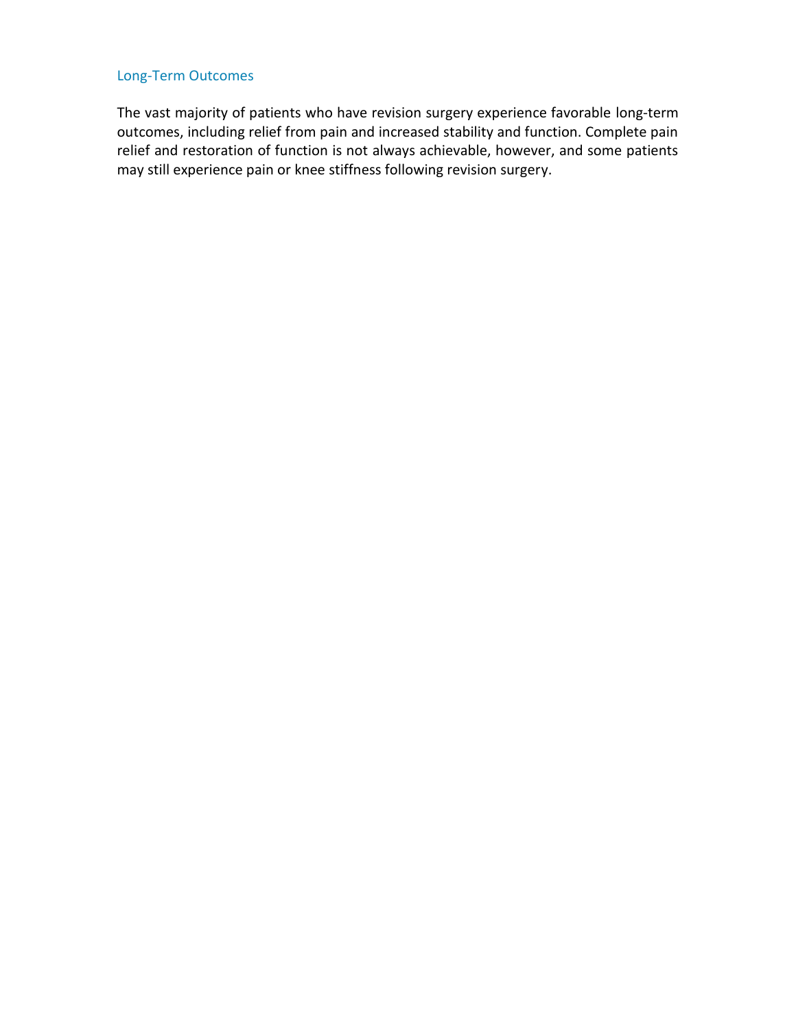## Long-Term Outcomes

The vast majority of patients who have revision surgery experience favorable long-term outcomes, including relief from pain and increased stability and function. Complete pain relief and restoration of function is not always achievable, however, and some patients may still experience pain or knee stiffness following revision surgery.